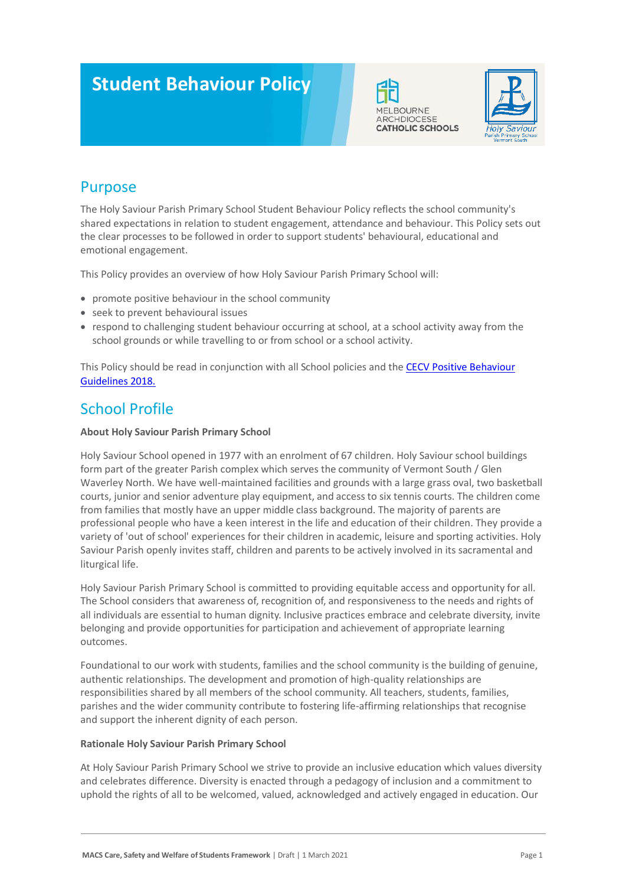# Student Behaviour Policy

## Purpose

The Holy Saviour Parish Primary School Student Behaviour Policy reflects the school community's shared expectations in relation to student engagement, attendance and behaviour. This Policy sets out the clear processes to be followed in order to support students' behavioural, educational and emotional engagement.

This Policy provides an overview of how Holy Saviour Parish Primary School will:

- promote positive behaviour in the school community
- seek to prevent behavioural issues
- respond to challenging student behaviour occurring at school, at a school activity away from the school grounds or while travelling to or from school or a school activity.

This Policy should be read in conjunction with all School policies and the CECV Positive Behaviour Guidelines 2018.

## School Profile

**About Holy Saviour Parish Primary School**

Holy Saviour School opened in 1977 with an enrolment of 67 children. Holy Saviour school buildings form part of the greater Parish complex which serves the community of Vermont South / Glen Waverley North. We have well-maintained facilities and grounds with a large grass oval, two basketball courts, junior and senior adventure play equipment, and access to six tennis courts. The children come from families that mostly have an upper middle class background. The majority of parents are professional people who have a keen interest in the life and education of their children. They provide a variety of 'out of school' experiences for their children in academic, leisure and sporting activities. Holy Saviour Parish openly invites staff, children and parents to be actively involved in its sacramental and liturgical life.

Holy Saviour Parish Primary School is committed to providing equitable access and opportunity for all. The School considers that awareness of, recognition of, and responsiveness to the needs and rights of all individuals are essential to human dignity. Inclusive practices embrace and celebrate diversity, invite belonging and provide opportunities for participation and achievement of appropriate learning outcomes.

Foundational to our work with students, families and the school community is the building of genuine, authentic relationships. The development and promotion of high-quality relationships are responsibilities shared by all members of the school community. All teachers, students, families, parishes and the wider community contribute to fostering life-affirming relationships that recognise and support the inherent dignity of each person.

**Rationale Holy Saviour Parish Primary School**

At Holy Saviour Parish Primary School we strive to provide an inclusive education which values diversity and celebrates difference. Diversity is enacted through a pedagogy of inclusion and a commitment to uphold the rights of all to be welcomed, valued, acknowledged and actively engaged in education. Our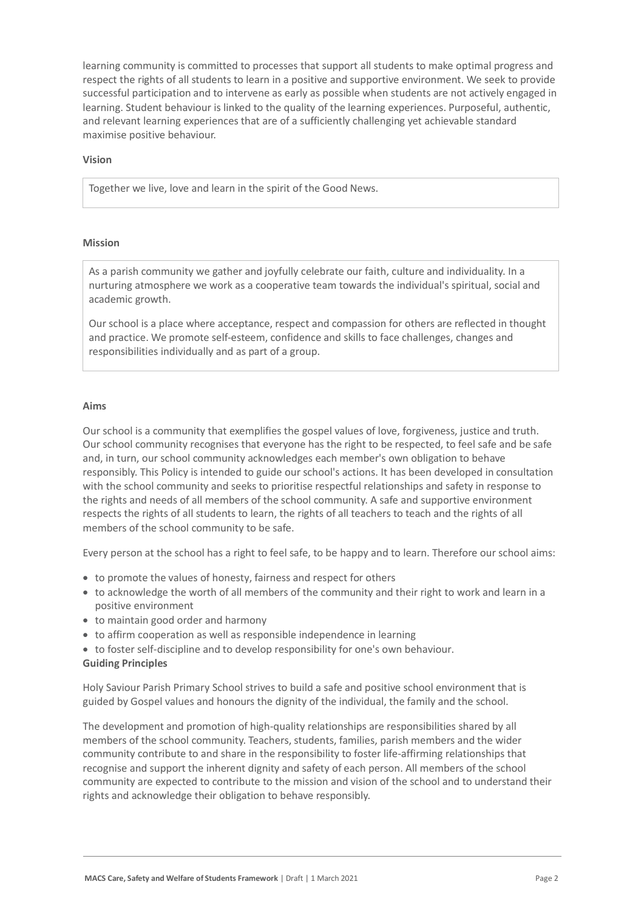learning community is committed to processes that support all students to make optimal progress and respect the rights of all students to learn in a positive and supportive environment. We seek to provide successful participation and to intervene as early as possible when students are not actively engaged in learning. Student behaviour is linked to the quality of the learning experiences. Purposeful, authentic, and relevant learning experiences that are of a sufficiently challenging yet achievable standard maximise positive behaviour.

**Vision**

Together we live, love and learn in the spirit of the Good News.

**Mission**

As a parish community we gather and joyfully celebrate our faith, culture and individuality. In a nurturing atmosphere we work as a cooperative team towards the individual's spiritual, social and academic growth.

Our school is a place where acceptance, respect and compassion for others are reflected in thought and practice. We promote self-esteem, confidence and skills to face challenges, changes and responsibilities individually and as part of a group.

**Aims**

Our school is a community that exemplifies the gospel values of love, forgiveness, justice and truth. Our school community recognises that everyone has the right to be respected, to feel safe and be safe and, in turn, our school community acknowledges each member's own obligation to behave responsibly. This Policy is intended to guide our school's actions. It has been developed in consultation with the school community and seeks to prioritise respectful relationships and safety in response to the rights and needs of all members of the school community. A safe and supportive environment respects the rights of all students to learn, the rights of all teachers to teach and the rights of all members of the school community to be safe.

Every person at the school has a right to feel safe, to be happy and to learn. Therefore our school aims:

- to promote the values of honesty, fairness and respect for others
- to acknowledge the worth of all members of the community and their right to work and learn in a positive environment
- to maintain good order and harmony
- to affirm cooperation as well as responsible independence in learning
- to foster self-discipline and to develop responsibility for one's own behaviour.

**Guiding Principles**

Holy Saviour Parish Primary School strives to build a safe and positive school environment that is guided by Gospel values and honours the dignity of the individual, the family and the school.

The development and promotion of high-quality relationships are responsibilities shared by all members of the school community. Teachers, students, families, parish members and the wider community contribute to and share in the responsibility to foster life-affirming relationships that recognise and support the inherent dignity and safety of each person. All members of the school community are expected to contribute to the mission and vision of the school and to understand their rights and acknowledge their obligation to behave responsibly.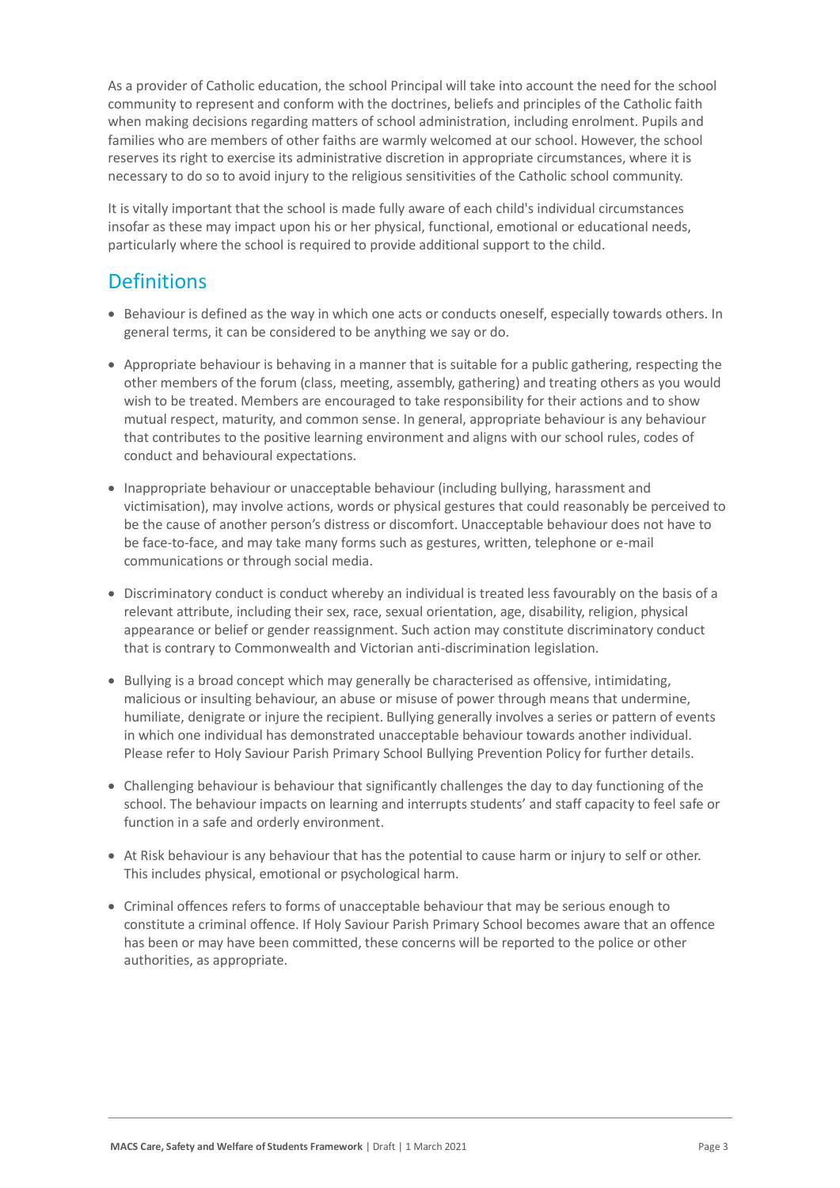As a provider of Catholic education, the school Principal will take into account the need for the school community to represent and conform with the doctrines, beliefs and principles of the Catholic faith when making decisions regarding matters of school administration, including enrolment. Pupils and families who are members of other faiths are warmly welcomed at our school. However, the school reserves its right to exercise its administrative discretion in appropriate circumstances, where it is necessary to do so to avoid injury to the religious sensitivities of the Catholic school community.

It is vitally important that the school is made fully aware of each child's individual circumstances insofar as these may impact upon his or her physical, functional, emotional or educational needs, particularly where the school is required to provide additional support to the child.

## Definitions

- Behaviour is defined as the way in which one acts or conducts oneself, especially towards others. In general terms, it can be considered to be anything we say or do.
- Appropriate behaviour is behaving in a manner that is suitable for a public gathering, respecting the other members of the forum (class, meeting, assembly, gathering) and treating others as you would wish to be treated. Members are encouraged to take responsibility for their actions and to show mutual respect, maturity, and common sense. In general, appropriate behaviour is any behaviour that contributes to the positive learning environment and aligns with our school rules, codes of conduct and behavioural expectations.
- Inappropriate behaviour or unacceptable behaviour (including bullying, harassment and victimisation), may involve actions, words or physical gestures that could reasonably be perceived to be the cause of another person's distress or discomfort. Unacceptable behaviour does not have to be face-to-face, and may take many forms such as gestures, written, telephone or e-mail communications or through social media.
- Discriminatory conduct is conduct whereby an individual is treated less favourably on the basis of a relevant attribute, including their sex, race, sexual orientation, age, disability, religion, physical appearance or belief or gender reassignment. Such action may constitute discriminatory conduct that is contrary to Commonwealth and Victorian anti-discrimination legislation.
- Bullying is a broad concept which may generally be characterised as offensive, intimidating, malicious or insulting behaviour, an abuse or misuse of power through means that undermine, humiliate, denigrate or injure the recipient. Bullying generally involves a series or pattern of events in which one individual has demonstrated unacceptable behaviour towards another individual. Please refer to Holy Saviour Parish Primary School Bullying Prevention Policy for further details.
- Challenging behaviour is behaviour that significantly challenges the day to day functioning of the school. The behaviour impacts on learning and interrupts students' and staff capacity to feel safe or function in a safe and orderly environment.
- At Risk behaviour is any behaviour that has the potential to cause harm or injury to self or other. This includes physical, emotional or psychological harm.
- Criminal offences refers to forms of unacceptable behaviour that may be serious enough to constitute a criminal offence. If Holy Saviour Parish Primary School becomes aware that an offence has been or may have been committed, these concerns will be reported to the police or other authorities, as appropriate.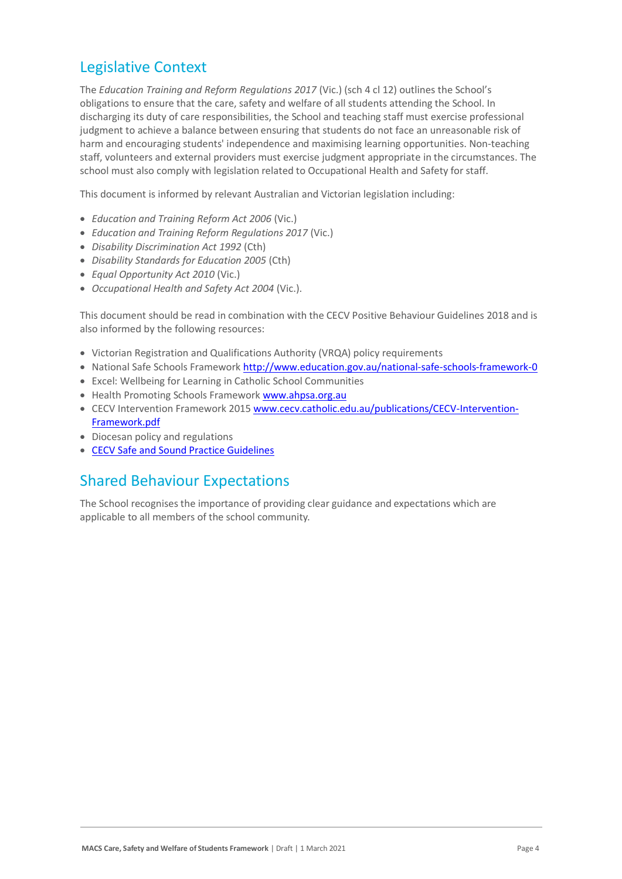## Legislative Context

The *Education Training and Reform Regulations 2017* (Vic.) (sch 4 cl 12) outlines the School's obligations to ensure that the care, safety and welfare of all students attending the School. In discharging its duty of care responsibilities, the School and teaching staff must exercise professional judgment to achieve a balance between ensuring that students do not face an unreasonable risk of harm and encouraging students' independence and maximising learning opportunities. Non-teaching staff, volunteers and external providers must exercise judgment appropriate in the circumstances. The school must also comply with legislation related to Occupational Health and Safety for staff.

This document is informed by relevant Australian and Victorian legislation including:

- *Education and Training Reform Act 2006* (Vic.)
- *Education and Training Reform Regulations 2017* (Vic.)
- *Disability Discrimination Act 1992* (Cth)
- *Disability Standards for Education 2005* (Cth)
- *Equal Opportunity Act 2010* (Vic.)
- *Occupational Health and Safety Act 2004* (Vic.).

This document should be read in combination with the CECV Positive Behaviour Guidelines 2018 and is also informed by the following resources:

- Victorian Registration and Qualifications Authority (VRQA) policy requirements
- National Safe Schools Framework http://www.education.gov.au/national-safe-schools-framework-0
- Excel: Wellbeing for Learning in Catholic School Communities
- Health Promoting Schools Framework www.ahpsa.org.au
- CECV Intervention Framework 2015 www.cecv.catholic.edu.au/publications/CECV-Intervention-Framework.pdf
- Diocesan policy and regulations
- CECV Safe and Sound Practice Guidelines

## Shared Behaviour Expectations

The School recognises the importance of providing clear guidance and expectations which are applicable to all members of the school community.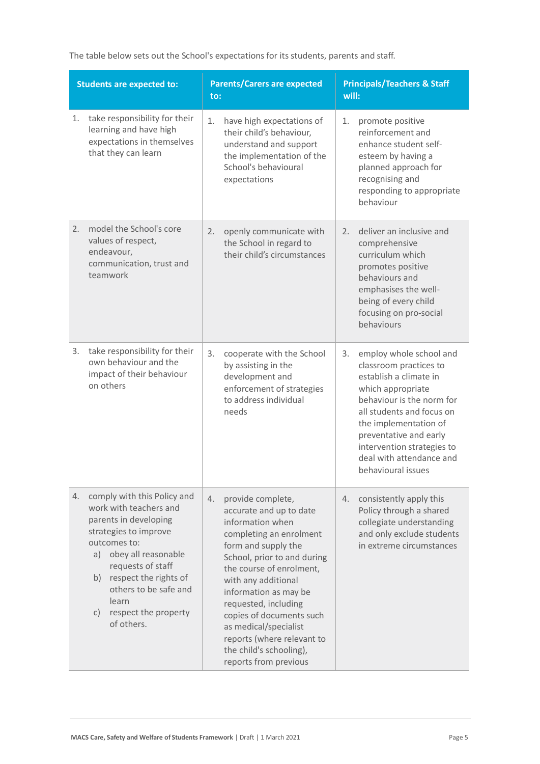The table below sets out the School's expectations for its students, parents and staff.

| Students are expected to: | Parents/Carers are expected to: | Principals/Teachers & Staff will: |
| --- | --- | --- |
| 1. take responsibility for their learning and have high expectations in themselves that they can learn | 1. have high expectations of their child's behaviour, understand and support the implementation of the School's behavioural expectations | 1. promote positive reinforcement and enhance student self-esteem by having a planned approach for recognising and responding to appropriate behaviour |
| 2. model the School's core values of respect, endeavour, communication, trust and teamwork | 2. openly communicate with the School in regard to their child's circumstances | 2. deliver an inclusive and comprehensive curriculum which promotes positive behaviours and emphasises the well-being of every child focusing on pro-social behaviours |
| 3. take responsibility for their own behaviour and the impact of their behaviour on others | 3. cooperate with the School by assisting in the development and enforcement of strategies to address individual needs | 3. employ whole school and classroom practices to establish a climate in which appropriate behaviour is the norm for all students and focus on the implementation of preventative and early intervention strategies to deal with attendance and behavioural issues |
| 4. comply with this Policy and work with teachers and parents in developing strategies to improve outcomes to: a) obey all reasonable requests of staff b) respect the rights of others to be safe and learn c) respect the property of others. | 4. provide complete, accurate and up to date information when completing an enrolment form and supply the School, prior to and during the course of enrolment, with any additional information as may be requested, including copies of documents such as medical/specialist reports (where relevant to the child's schooling), reports from previous | 4. consistently apply this Policy through a shared collegiate understanding and only exclude students in extreme circumstances |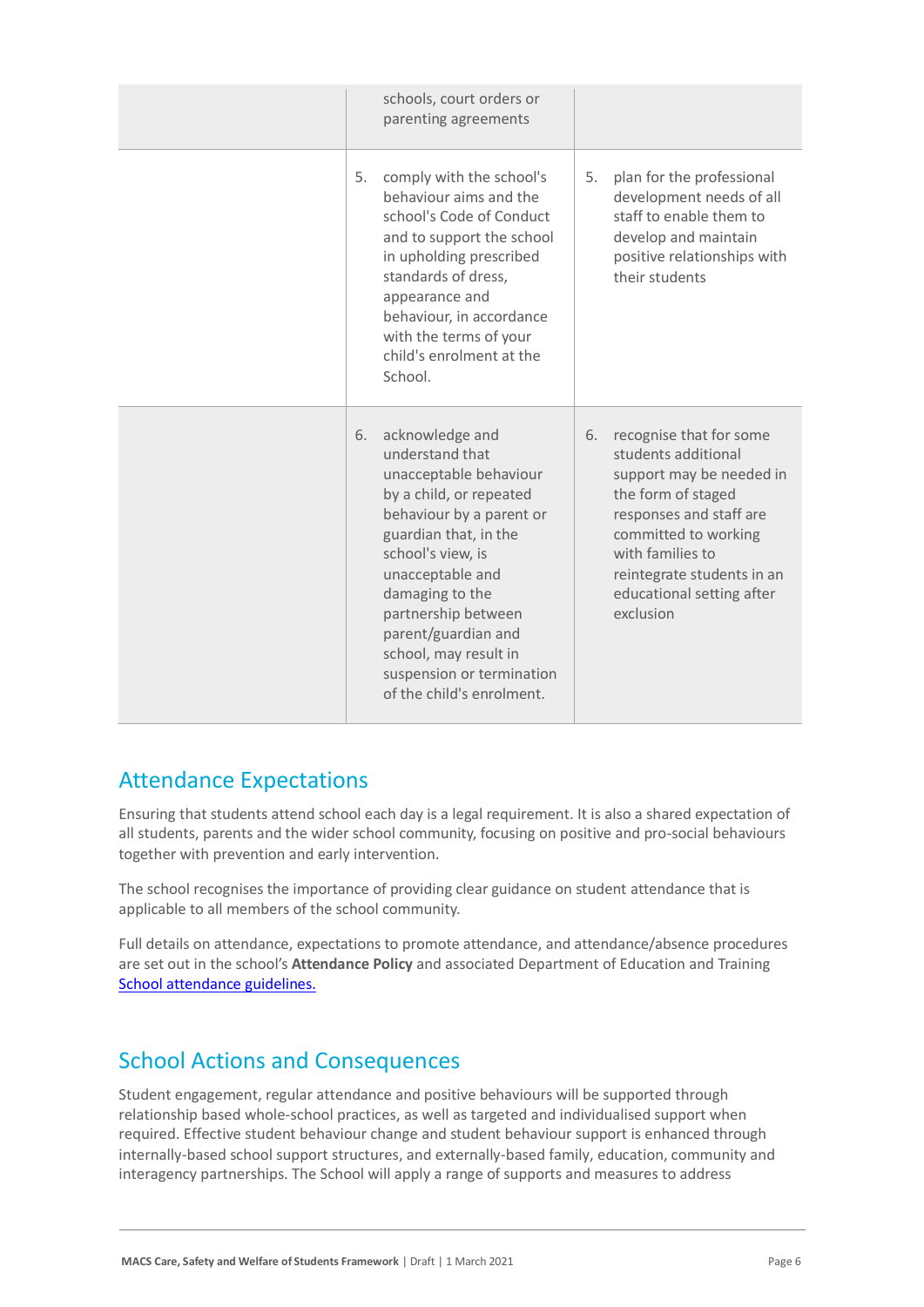| | | |
|---|---|---|
| | schools, court orders or parenting agreements | |
| | 5. comply with the school's behaviour aims and the school's Code of Conduct and to support the school in upholding prescribed standards of dress, appearance and behaviour, in accordance with the terms of your child's enrolment at the School. | 5. plan for the professional development needs of all staff to enable them to develop and maintain positive relationships with their students |
| | 6. acknowledge and understand that unacceptable behaviour by a child, or repeated behaviour by a parent or guardian that, in the school's view, is unacceptable and damaging to the partnership between parent/guardian and school, may result in suspension or termination of the child's enrolment. | 6. recognise that for some students additional support may be needed in the form of staged responses and staff are committed to working with families to reintegrate students in an educational setting after exclusion |

## Attendance Expectations

Ensuring that students attend school each day is a legal requirement. It is also a shared expectation of all students, parents and the wider school community, focusing on positive and pro-social behaviours together with prevention and early intervention.

The school recognises the importance of providing clear guidance on student attendance that is applicable to all members of the school community.

Full details on attendance, expectations to promote attendance, and attendance/absence procedures are set out in the school's **Attendance Policy** and associated Department of Education and Training [School attendance guidelines.]()

## School Actions and Consequences

Student engagement, regular attendance and positive behaviours will be supported through relationship based whole-school practices, as well as targeted and individualised support when required. Effective student behaviour change and student behaviour support is enhanced through internally-based school support structures, and externally-based family, education, community and interagency partnerships. The School will apply a range of supports and measures to address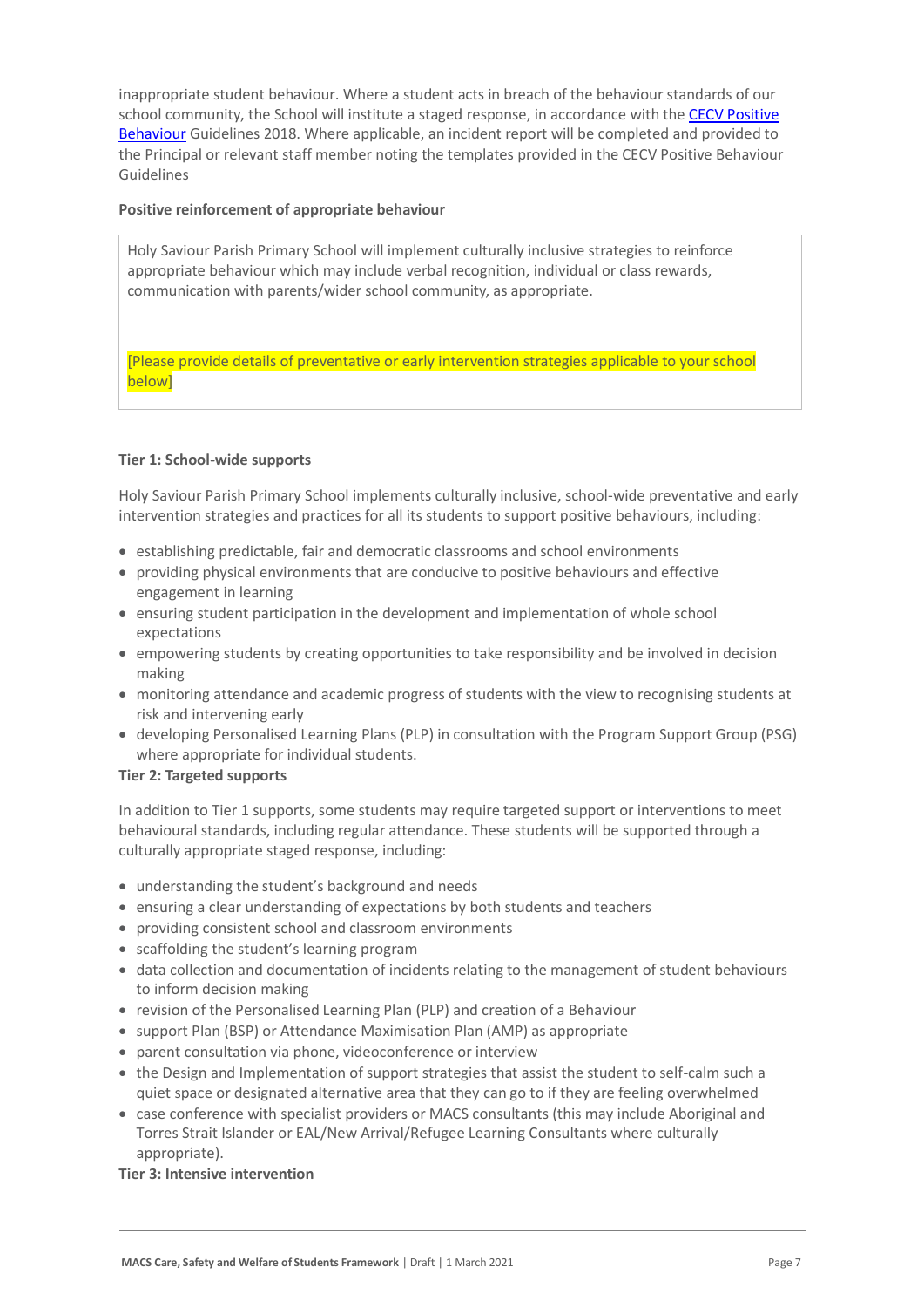inappropriate student behaviour. Where a student acts in breach of the behaviour standards of our school community, the School will institute a staged response, in accordance with the [CECV Positive Behaviour](CECV Positive Behaviour) Guidelines 2018. Where applicable, an incident report will be completed and provided to the Principal or relevant staff member noting the templates provided in the CECV Positive Behaviour Guidelines

**Positive reinforcement of appropriate behaviour**

Holy Saviour Parish Primary School will implement culturally inclusive strategies to reinforce appropriate behaviour which may include verbal recognition, individual or class rewards, communication with parents/wider school community, as appropriate.

[Please provide details of preventative or early intervention strategies applicable to your school below]

**Tier 1: School-wide supports**

Holy Saviour Parish Primary School implements culturally inclusive, school-wide preventative and early intervention strategies and practices for all its students to support positive behaviours, including:

- establishing predictable, fair and democratic classrooms and school environments
- providing physical environments that are conducive to positive behaviours and effective engagement in learning
- ensuring student participation in the development and implementation of whole school expectations
- empowering students by creating opportunities to take responsibility and be involved in decision making
- monitoring attendance and academic progress of students with the view to recognising students at risk and intervening early
- developing Personalised Learning Plans (PLP) in consultation with the Program Support Group (PSG) where appropriate for individual students.

**Tier 2: Targeted supports**

In addition to Tier 1 supports, some students may require targeted support or interventions to meet behavioural standards, including regular attendance. These students will be supported through a culturally appropriate staged response, including:

- understanding the student's background and needs
- ensuring a clear understanding of expectations by both students and teachers
- providing consistent school and classroom environments
- scaffolding the student's learning program
- data collection and documentation of incidents relating to the management of student behaviours to inform decision making
- revision of the Personalised Learning Plan (PLP) and creation of a Behaviour
- support Plan (BSP) or Attendance Maximisation Plan (AMP) as appropriate
- parent consultation via phone, videoconference or interview
- the Design and Implementation of support strategies that assist the student to self-calm such a quiet space or designated alternative area that they can go to if they are feeling overwhelmed
- case conference with specialist providers or MACS consultants (this may include Aboriginal and Torres Strait Islander or EAL/New Arrival/Refugee Learning Consultants where culturally appropriate).

**Tier 3: Intensive intervention**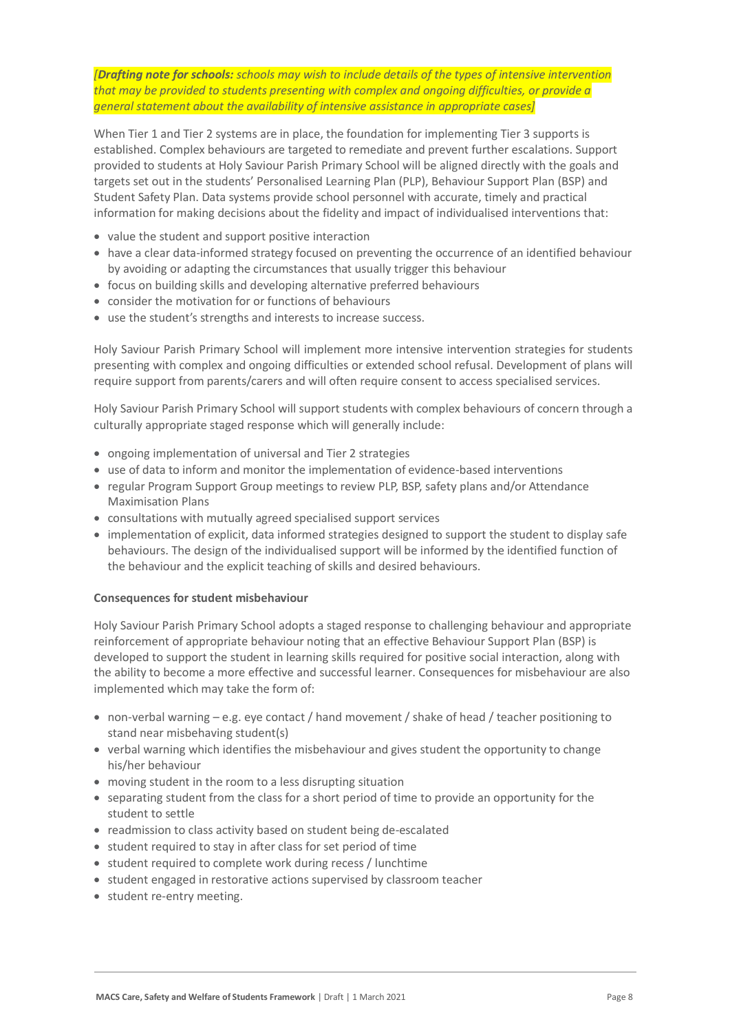*[**Drafting note for schools:** schools may wish to include details of the types of intensive intervention that may be provided to students presenting with complex and ongoing difficulties, or provide a general statement about the availability of intensive assistance in appropriate cases]*

When Tier 1 and Tier 2 systems are in place, the foundation for implementing Tier 3 supports is established. Complex behaviours are targeted to remediate and prevent further escalations. Support provided to students at Holy Saviour Parish Primary School will be aligned directly with the goals and targets set out in the students' Personalised Learning Plan (PLP), Behaviour Support Plan (BSP) and Student Safety Plan. Data systems provide school personnel with accurate, timely and practical information for making decisions about the fidelity and impact of individualised interventions that:

- value the student and support positive interaction
- have a clear data-informed strategy focused on preventing the occurrence of an identified behaviour by avoiding or adapting the circumstances that usually trigger this behaviour
- focus on building skills and developing alternative preferred behaviours
- consider the motivation for or functions of behaviours
- use the student's strengths and interests to increase success.

Holy Saviour Parish Primary School will implement more intensive intervention strategies for students presenting with complex and ongoing difficulties or extended school refusal. Development of plans will require support from parents/carers and will often require consent to access specialised services.

Holy Saviour Parish Primary School will support students with complex behaviours of concern through a culturally appropriate staged response which will generally include:

- ongoing implementation of universal and Tier 2 strategies
- use of data to inform and monitor the implementation of evidence-based interventions
- regular Program Support Group meetings to review PLP, BSP, safety plans and/or Attendance Maximisation Plans
- consultations with mutually agreed specialised support services
- implementation of explicit, data informed strategies designed to support the student to display safe behaviours. The design of the individualised support will be informed by the identified function of the behaviour and the explicit teaching of skills and desired behaviours.

**Consequences for student misbehaviour**

Holy Saviour Parish Primary School adopts a staged response to challenging behaviour and appropriate reinforcement of appropriate behaviour noting that an effective Behaviour Support Plan (BSP) is developed to support the student in learning skills required for positive social interaction, along with the ability to become a more effective and successful learner. Consequences for misbehaviour are also implemented which may take the form of:

- non-verbal warning – e.g. eye contact / hand movement / shake of head / teacher positioning to stand near misbehaving student(s)
- verbal warning which identifies the misbehaviour and gives student the opportunity to change his/her behaviour
- moving student in the room to a less disrupting situation
- separating student from the class for a short period of time to provide an opportunity for the student to settle
- readmission to class activity based on student being de-escalated
- student required to stay in after class for set period of time
- student required to complete work during recess / lunchtime
- student engaged in restorative actions supervised by classroom teacher
- student re-entry meeting.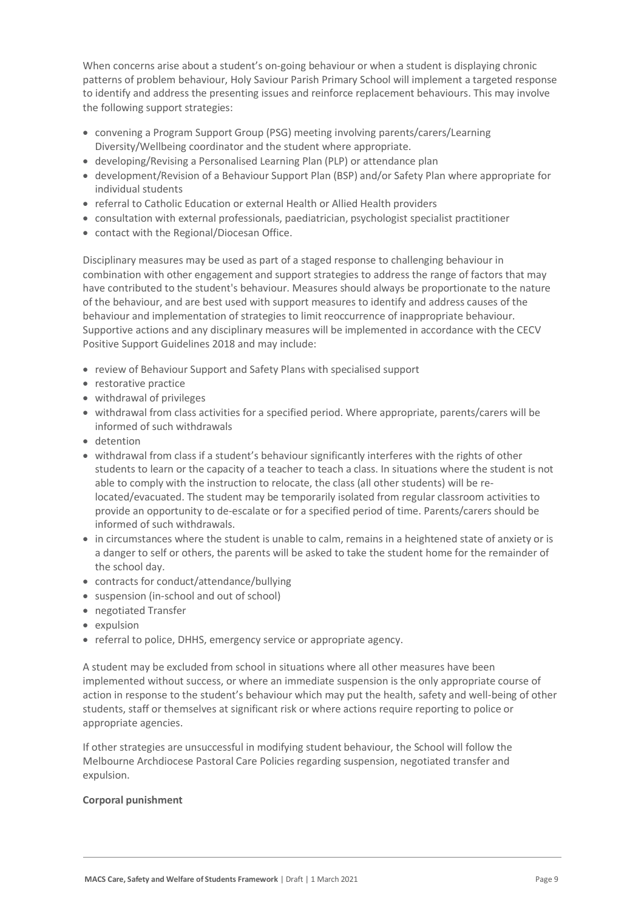When concerns arise about a student's on-going behaviour or when a student is displaying chronic patterns of problem behaviour, Holy Saviour Parish Primary School will implement a targeted response to identify and address the presenting issues and reinforce replacement behaviours. This may involve the following support strategies:

- convening a Program Support Group (PSG) meeting involving parents/carers/Learning Diversity/Wellbeing coordinator and the student where appropriate.
- developing/Revising a Personalised Learning Plan (PLP) or attendance plan
- development/Revision of a Behaviour Support Plan (BSP) and/or Safety Plan where appropriate for individual students
- referral to Catholic Education or external Health or Allied Health providers
- consultation with external professionals, paediatrician, psychologist specialist practitioner
- contact with the Regional/Diocesan Office.

Disciplinary measures may be used as part of a staged response to challenging behaviour in combination with other engagement and support strategies to address the range of factors that may have contributed to the student's behaviour. Measures should always be proportionate to the nature of the behaviour, and are best used with support measures to identify and address causes of the behaviour and implementation of strategies to limit reoccurrence of inappropriate behaviour. Supportive actions and any disciplinary measures will be implemented in accordance with the CECV Positive Support Guidelines 2018 and may include:

- review of Behaviour Support and Safety Plans with specialised support
- restorative practice
- withdrawal of privileges
- withdrawal from class activities for a specified period. Where appropriate, parents/carers will be informed of such withdrawals
- detention
- withdrawal from class if a student's behaviour significantly interferes with the rights of other students to learn or the capacity of a teacher to teach a class. In situations where the student is not able to comply with the instruction to relocate, the class (all other students) will be re-located/evacuated. The student may be temporarily isolated from regular classroom activities to provide an opportunity to de-escalate or for a specified period of time. Parents/carers should be informed of such withdrawals.
- in circumstances where the student is unable to calm, remains in a heightened state of anxiety or is a danger to self or others, the parents will be asked to take the student home for the remainder of the school day.
- contracts for conduct/attendance/bullying
- suspension (in-school and out of school)
- negotiated Transfer
- expulsion
- referral to police, DHHS, emergency service or appropriate agency.

A student may be excluded from school in situations where all other measures have been implemented without success, or where an immediate suspension is the only appropriate course of action in response to the student's behaviour which may put the health, safety and well-being of other students, staff or themselves at significant risk or where actions require reporting to police or appropriate agencies.

If other strategies are unsuccessful in modifying student behaviour, the School will follow the Melbourne Archdiocese Pastoral Care Policies regarding suspension, negotiated transfer and expulsion.

**Corporal punishment**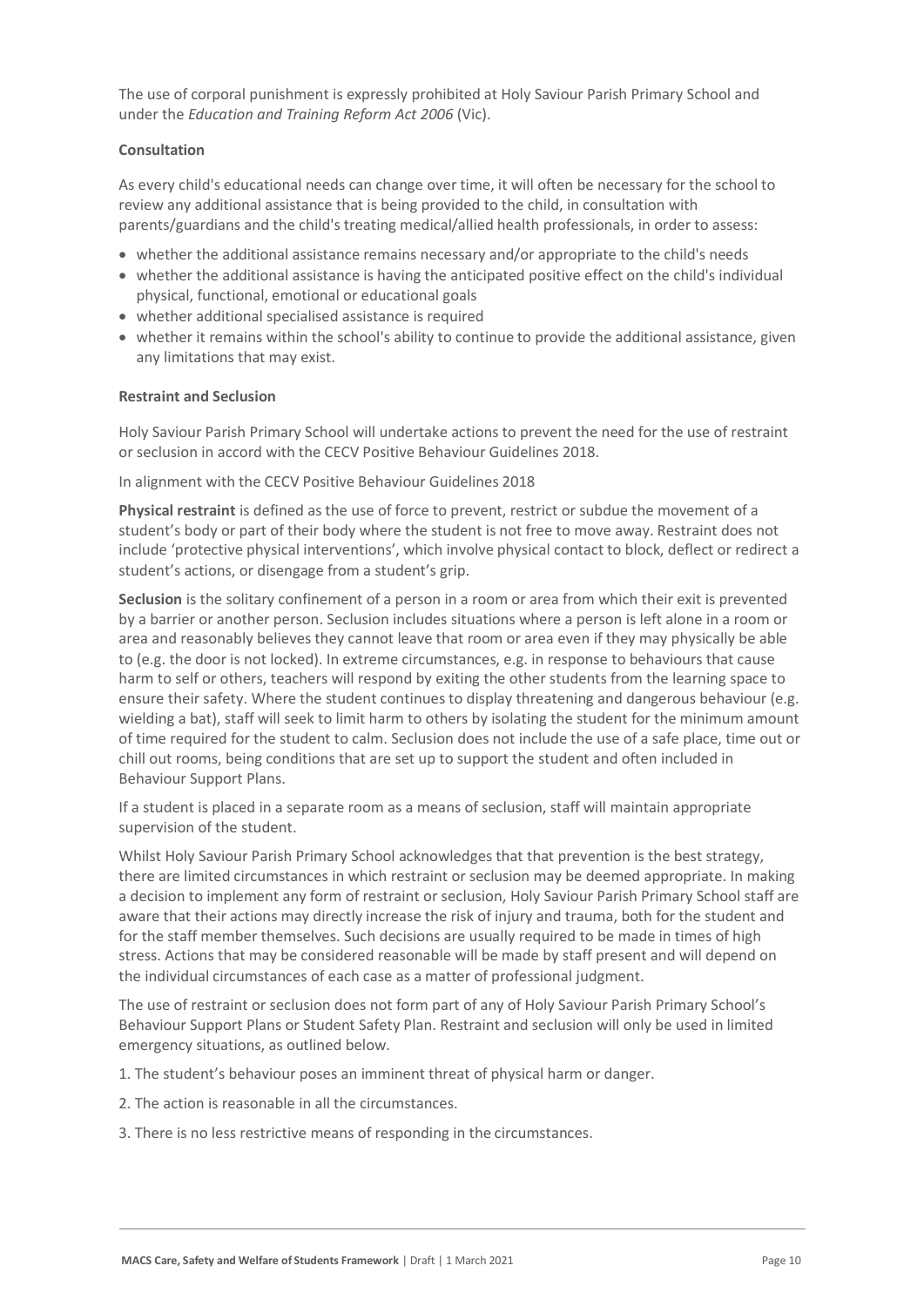The use of corporal punishment is expressly prohibited at Holy Saviour Parish Primary School and under the *Education and Training Reform Act 2006* (Vic).

**Consultation**

As every child's educational needs can change over time, it will often be necessary for the school to review any additional assistance that is being provided to the child, in consultation with parents/guardians and the child's treating medical/allied health professionals, in order to assess:

- whether the additional assistance remains necessary and/or appropriate to the child's needs
- whether the additional assistance is having the anticipated positive effect on the child's individual physical, functional, emotional or educational goals
- whether additional specialised assistance is required
- whether it remains within the school's ability to continue to provide the additional assistance, given any limitations that may exist.

**Restraint and Seclusion**

Holy Saviour Parish Primary School will undertake actions to prevent the need for the use of restraint or seclusion in accord with the CECV Positive Behaviour Guidelines 2018.

In alignment with the CECV Positive Behaviour Guidelines 2018

**Physical restraint** is defined as the use of force to prevent, restrict or subdue the movement of a student's body or part of their body where the student is not free to move away. Restraint does not include 'protective physical interventions', which involve physical contact to block, deflect or redirect a student's actions, or disengage from a student's grip.

**Seclusion** is the solitary confinement of a person in a room or area from which their exit is prevented by a barrier or another person. Seclusion includes situations where a person is left alone in a room or area and reasonably believes they cannot leave that room or area even if they may physically be able to (e.g. the door is not locked). In extreme circumstances, e.g. in response to behaviours that cause harm to self or others, teachers will respond by exiting the other students from the learning space to ensure their safety. Where the student continues to display threatening and dangerous behaviour (e.g. wielding a bat), staff will seek to limit harm to others by isolating the student for the minimum amount of time required for the student to calm. Seclusion does not include the use of a safe place, time out or chill out rooms, being conditions that are set up to support the student and often included in Behaviour Support Plans.

If a student is placed in a separate room as a means of seclusion, staff will maintain appropriate supervision of the student.

Whilst Holy Saviour Parish Primary School acknowledges that that prevention is the best strategy, there are limited circumstances in which restraint or seclusion may be deemed appropriate. In making a decision to implement any form of restraint or seclusion, Holy Saviour Parish Primary School staff are aware that their actions may directly increase the risk of injury and trauma, both for the student and for the staff member themselves. Such decisions are usually required to be made in times of high stress. Actions that may be considered reasonable will be made by staff present and will depend on the individual circumstances of each case as a matter of professional judgment.

The use of restraint or seclusion does not form part of any of Holy Saviour Parish Primary School's Behaviour Support Plans or Student Safety Plan. Restraint and seclusion will only be used in limited emergency situations, as outlined below.

1. The student's behaviour poses an imminent threat of physical harm or danger.

2. The action is reasonable in all the circumstances.

3. There is no less restrictive means of responding in the circumstances.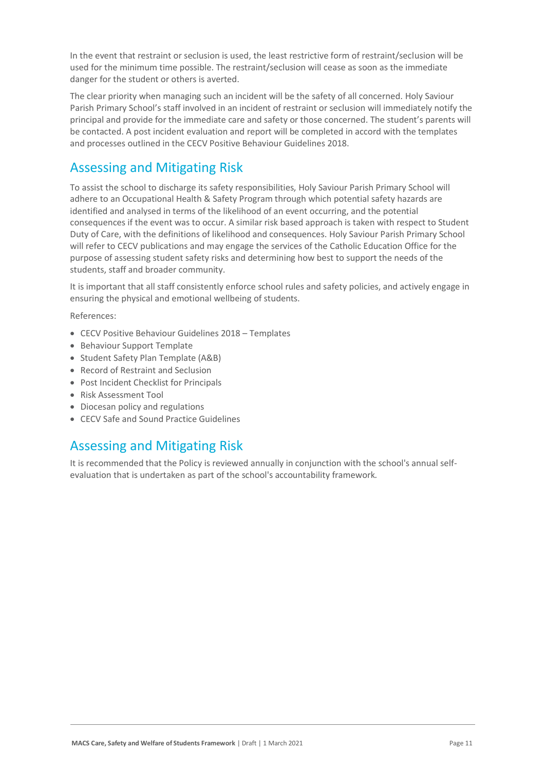In the event that restraint or seclusion is used, the least restrictive form of restraint/seclusion will be used for the minimum time possible. The restraint/seclusion will cease as soon as the immediate danger for the student or others is averted.

The clear priority when managing such an incident will be the safety of all concerned. Holy Saviour Parish Primary School's staff involved in an incident of restraint or seclusion will immediately notify the principal and provide for the immediate care and safety or those concerned. The student's parents will be contacted. A post incident evaluation and report will be completed in accord with the templates and processes outlined in the CECV Positive Behaviour Guidelines 2018.

## Assessing and Mitigating Risk

To assist the school to discharge its safety responsibilities, Holy Saviour Parish Primary School will adhere to an Occupational Health & Safety Program through which potential safety hazards are identified and analysed in terms of the likelihood of an event occurring, and the potential consequences if the event was to occur. A similar risk based approach is taken with respect to Student Duty of Care, with the definitions of likelihood and consequences. Holy Saviour Parish Primary School will refer to CECV publications and may engage the services of the Catholic Education Office for the purpose of assessing student safety risks and determining how best to support the needs of the students, staff and broader community.

It is important that all staff consistently enforce school rules and safety policies, and actively engage in ensuring the physical and emotional wellbeing of students.

References:

- CECV Positive Behaviour Guidelines 2018 – Templates
- Behaviour Support Template
- Student Safety Plan Template (A&B)
- Record of Restraint and Seclusion
- Post Incident Checklist for Principals
- Risk Assessment Tool
- Diocesan policy and regulations
- CECV Safe and Sound Practice Guidelines

## Assessing and Mitigating Risk

It is recommended that the Policy is reviewed annually in conjunction with the school's annual self-evaluation that is undertaken as part of the school's accountability framework.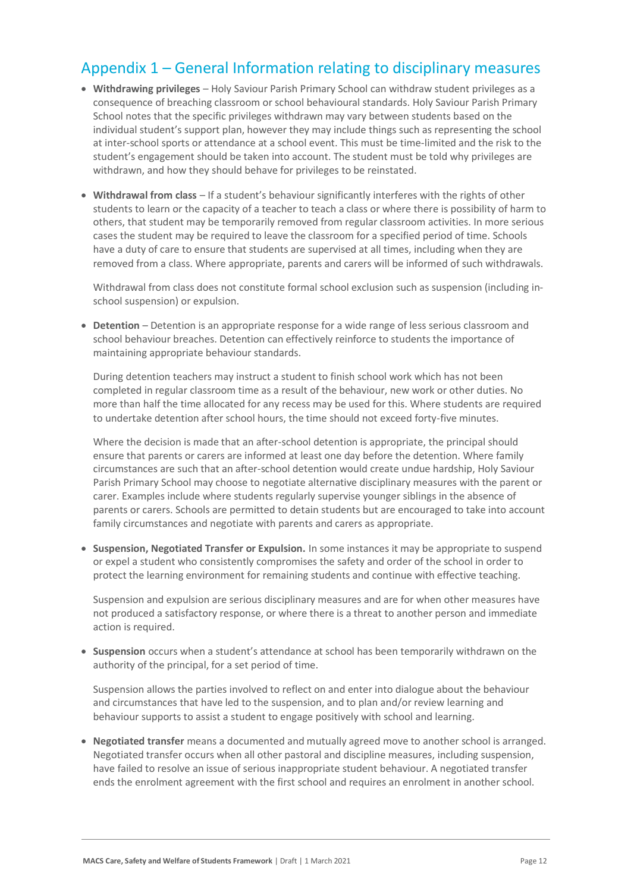## Appendix 1 – General Information relating to disciplinary measures

- **Withdrawing privileges** – Holy Saviour Parish Primary School can withdraw student privileges as a consequence of breaching classroom or school behavioural standards. Holy Saviour Parish Primary School notes that the specific privileges withdrawn may vary between students based on the individual student's support plan, however they may include things such as representing the school at inter-school sports or attendance at a school event. This must be time-limited and the risk to the student's engagement should be taken into account. The student must be told why privileges are withdrawn, and how they should behave for privileges to be reinstated.

- **Withdrawal from class** – If a student's behaviour significantly interferes with the rights of other students to learn or the capacity of a teacher to teach a class or where there is possibility of harm to others, that student may be temporarily removed from regular classroom activities. In more serious cases the student may be required to leave the classroom for a specified period of time. Schools have a duty of care to ensure that students are supervised at all times, including when they are removed from a class. Where appropriate, parents and carers will be informed of such withdrawals.

  Withdrawal from class does not constitute formal school exclusion such as suspension (including in-school suspension) or expulsion.

- **Detention** – Detention is an appropriate response for a wide range of less serious classroom and school behaviour breaches. Detention can effectively reinforce to students the importance of maintaining appropriate behaviour standards.

  During detention teachers may instruct a student to finish school work which has not been completed in regular classroom time as a result of the behaviour, new work or other duties. No more than half the time allocated for any recess may be used for this. Where students are required to undertake detention after school hours, the time should not exceed forty-five minutes.

  Where the decision is made that an after-school detention is appropriate, the principal should ensure that parents or carers are informed at least one day before the detention. Where family circumstances are such that an after-school detention would create undue hardship, Holy Saviour Parish Primary School may choose to negotiate alternative disciplinary measures with the parent or carer. Examples include where students regularly supervise younger siblings in the absence of parents or carers. Schools are permitted to detain students but are encouraged to take into account family circumstances and negotiate with parents and carers as appropriate.

- **Suspension, Negotiated Transfer or Expulsion.** In some instances it may be appropriate to suspend or expel a student who consistently compromises the safety and order of the school in order to protect the learning environment for remaining students and continue with effective teaching.

  Suspension and expulsion are serious disciplinary measures and are for when other measures have not produced a satisfactory response, or where there is a threat to another person and immediate action is required.

- **Suspension** occurs when a student's attendance at school has been temporarily withdrawn on the authority of the principal, for a set period of time.

  Suspension allows the parties involved to reflect on and enter into dialogue about the behaviour and circumstances that have led to the suspension, and to plan and/or review learning and behaviour supports to assist a student to engage positively with school and learning.

- **Negotiated transfer** means a documented and mutually agreed move to another school is arranged. Negotiated transfer occurs when all other pastoral and discipline measures, including suspension, have failed to resolve an issue of serious inappropriate student behaviour. A negotiated transfer ends the enrolment agreement with the first school and requires an enrolment in another school.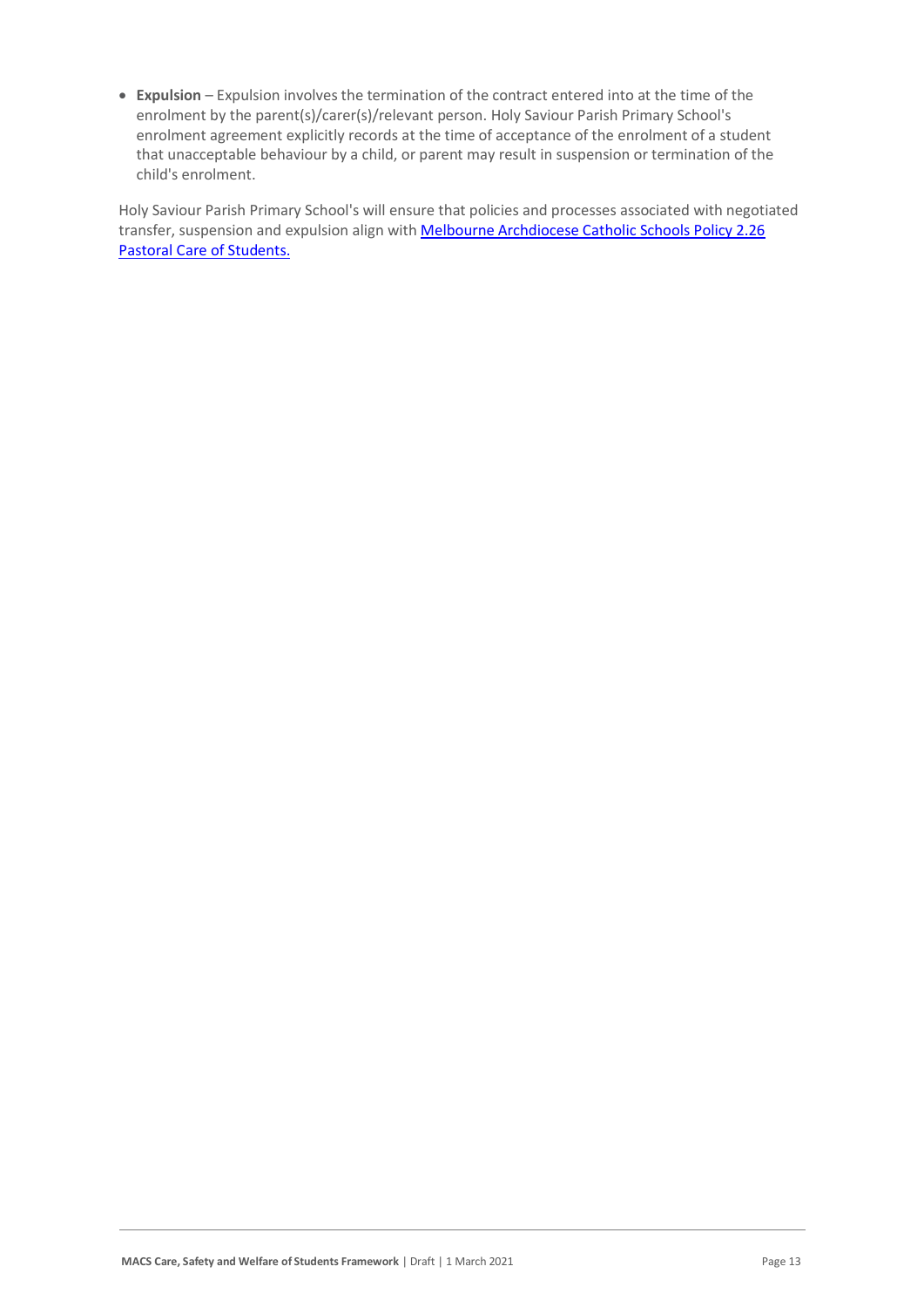- **Expulsion** – Expulsion involves the termination of the contract entered into at the time of the enrolment by the parent(s)/carer(s)/relevant person. Holy Saviour Parish Primary School's enrolment agreement explicitly records at the time of acceptance of the enrolment of a student that unacceptable behaviour by a child, or parent may result in suspension or termination of the child's enrolment.

Holy Saviour Parish Primary School's will ensure that policies and processes associated with negotiated transfer, suspension and expulsion align with [Melbourne Archdiocese Catholic Schools Policy 2.26 Pastoral Care of Students.]()